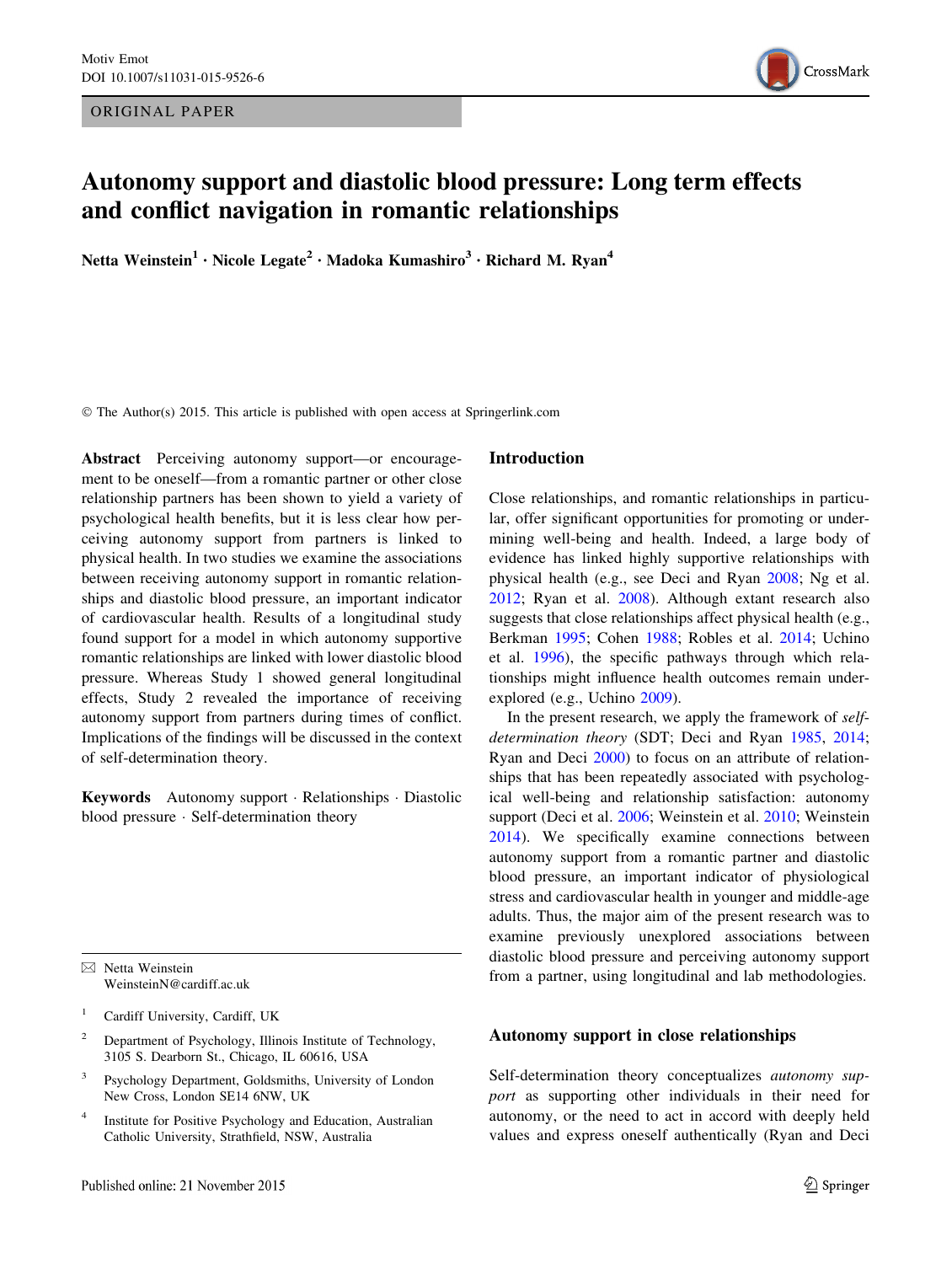ORIGINAL PAPER

# Autonomy support and diastolic blood pressure: Long term effects and conflict navigation in romantic relationships

**Netta Weinstein[1] · Nicole Legate[2] · Madoka Kumashiro[3] · Richard M. Ryan[4]**

© The Author(s) 2015. This article is published with open access at Springerlink.com

**Abstract** Perceiving autonomy support—or encouragement to be oneself—from a romantic partner or other close relationship partners has been shown to yield a variety of psychological health benefits, but it is less clear how perceiving autonomy support from partners is linked to physical health. In two studies we examine the associations between receiving autonomy support in romantic relationships and diastolic blood pressure, an important indicator of cardiovascular health. Results of a longitudinal study found support for a model in which autonomy supportive romantic relationships are linked with lower diastolic blood pressure. Whereas Study 1 showed general longitudinal effects, Study 2 revealed the importance of receiving autonomy support from partners during times of conflict. Implications of the findings will be discussed in the context of self-determination theory.

**Keywords** Autonomy support · Relationships · Diastolic blood pressure · Self-determination theory

✉ Netta Weinstein
WeinsteinN@cardiff.ac.uk

[1] Cardiff University, Cardiff, UK

[2] Department of Psychology, Illinois Institute of Technology, 3105 S. Dearborn St., Chicago, IL 60616, USA

[3] Psychology Department, Goldsmiths, University of London New Cross, London SE14 6NW, UK

[4] Institute for Positive Psychology and Education, Australian Catholic University, Strathfield, NSW, Australia

## Introduction

Close relationships, and romantic relationships in particular, offer significant opportunities for promoting or undermining well-being and health. Indeed, a large body of evidence has linked highly supportive relationships with physical health (e.g., see Deci and Ryan 2008; Ng et al. 2012; Ryan et al. 2008). Although extant research also suggests that close relationships affect physical health (e.g., Berkman 1995; Cohen 1988; Robles et al. 2014; Uchino et al. 1996), the specific pathways through which relationships might influence health outcomes remain underexplored (e.g., Uchino 2009).

In the present research, we apply the framework of *self-determination theory* (SDT; Deci and Ryan 1985, 2014; Ryan and Deci 2000) to focus on an attribute of relationships that has been repeatedly associated with psychological well-being and relationship satisfaction: autonomy support (Deci et al. 2006; Weinstein et al. 2010; Weinstein 2014). We specifically examine connections between autonomy support from a romantic partner and diastolic blood pressure, an important indicator of physiological stress and cardiovascular health in younger and middle-age adults. Thus, the major aim of the present research was to examine previously unexplored associations between diastolic blood pressure and perceiving autonomy support from a partner, using longitudinal and lab methodologies.

## Autonomy support in close relationships

Self-determination theory conceptualizes *autonomy support* as supporting other individuals in their need for autonomy, or the need to act in accord with deeply held values and express oneself authentically (Ryan and Deci

Published online: 21 November 2015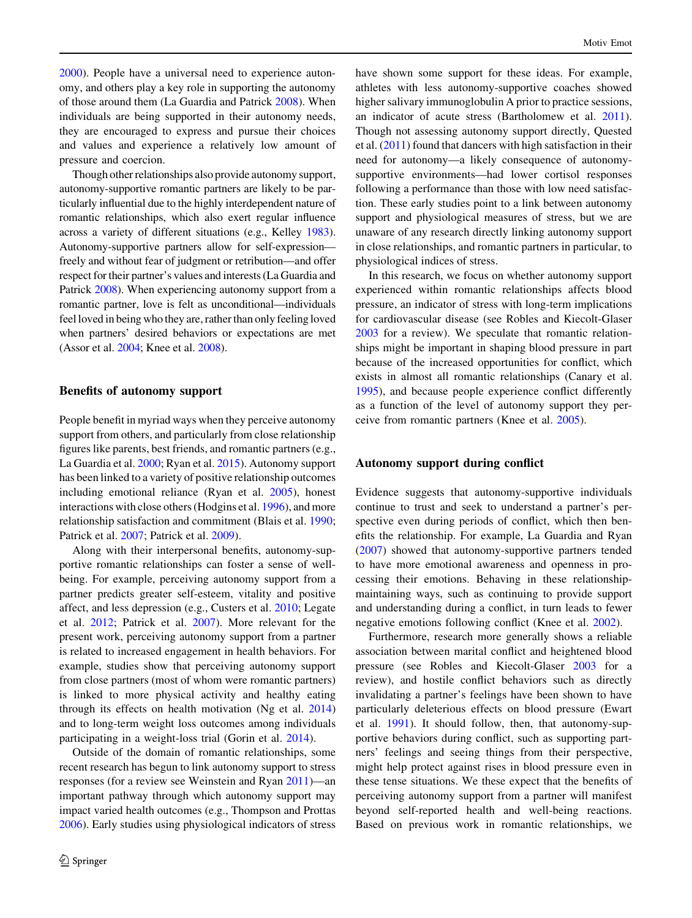2000). People have a universal need to experience autonomy, and others play a key role in supporting the autonomy of those around them (La Guardia and Patrick 2008). When individuals are being supported in their autonomy needs, they are encouraged to express and pursue their choices and values and experience a relatively low amount of pressure and coercion.

Though other relationships also provide autonomy support, autonomy-supportive romantic partners are likely to be particularly influential due to the highly interdependent nature of romantic relationships, which also exert regular influence across a variety of different situations (e.g., Kelley 1983). Autonomy-supportive partners allow for self-expression—freely and without fear of judgment or retribution—and offer respect for their partner's values and interests (La Guardia and Patrick 2008). When experiencing autonomy support from a romantic partner, love is felt as unconditional—individuals feel loved in being who they are, rather than only feeling loved when partners' desired behaviors or expectations are met (Assor et al. 2004; Knee et al. 2008).

## Benefits of autonomy support

People benefit in myriad ways when they perceive autonomy support from others, and particularly from close relationship figures like parents, best friends, and romantic partners (e.g., La Guardia et al. 2000; Ryan et al. 2015). Autonomy support has been linked to a variety of positive relationship outcomes including emotional reliance (Ryan et al. 2005), honest interactions with close others (Hodgins et al. 1996), and more relationship satisfaction and commitment (Blais et al. 1990; Patrick et al. 2007; Patrick et al. 2009).

Along with their interpersonal benefits, autonomy-supportive romantic relationships can foster a sense of well-being. For example, perceiving autonomy support from a partner predicts greater self-esteem, vitality and positive affect, and less depression (e.g., Custers et al. 2010; Legate et al. 2012; Patrick et al. 2007). More relevant for the present work, perceiving autonomy support from a partner is related to increased engagement in health behaviors. For example, studies show that perceiving autonomy support from close partners (most of whom were romantic partners) is linked to more physical activity and healthy eating through its effects on health motivation (Ng et al. 2014) and to long-term weight loss outcomes among individuals participating in a weight-loss trial (Gorin et al. 2014).

Outside of the domain of romantic relationships, some recent research has begun to link autonomy support to stress responses (for a review see Weinstein and Ryan 2011)—an important pathway through which autonomy support may impact varied health outcomes (e.g., Thompson and Prottas 2006). Early studies using physiological indicators of stress have shown some support for these ideas. For example, athletes with less autonomy-supportive coaches showed higher salivary immunoglobulin A prior to practice sessions, an indicator of acute stress (Bartholomew et al. 2011). Though not assessing autonomy support directly, Quested et al. (2011) found that dancers with high satisfaction in their need for autonomy—a likely consequence of autonomy-supportive environments—had lower cortisol responses following a performance than those with low need satisfaction. These early studies point to a link between autonomy support and physiological measures of stress, but we are unaware of any research directly linking autonomy support in close relationships, and romantic partners in particular, to physiological indices of stress.

In this research, we focus on whether autonomy support experienced within romantic relationships affects blood pressure, an indicator of stress with long-term implications for cardiovascular disease (see Robles and Kiecolt-Glaser 2003 for a review). We speculate that romantic relationships might be important in shaping blood pressure in part because of the increased opportunities for conflict, which exists in almost all romantic relationships (Canary et al. 1995), and because people experience conflict differently as a function of the level of autonomy support they perceive from romantic partners (Knee et al. 2005).

## Autonomy support during conflict

Evidence suggests that autonomy-supportive individuals continue to trust and seek to understand a partner's perspective even during periods of conflict, which then benefits the relationship. For example, La Guardia and Ryan (2007) showed that autonomy-supportive partners tended to have more emotional awareness and openness in processing their emotions. Behaving in these relationship-maintaining ways, such as continuing to provide support and understanding during a conflict, in turn leads to fewer negative emotions following conflict (Knee et al. 2002).

Furthermore, research more generally shows a reliable association between marital conflict and heightened blood pressure (see Robles and Kiecolt-Glaser 2003 for a review), and hostile conflict behaviors such as directly invalidating a partner's feelings have been shown to have particularly deleterious effects on blood pressure (Ewart et al. 1991). It should follow, then, that autonomy-supportive behaviors during conflict, such as supporting partners' feelings and seeing things from their perspective, might help protect against rises in blood pressure even in these tense situations. We these expect that the benefits of perceiving autonomy support from a partner will manifest beyond self-reported health and well-being reactions. Based on previous work in romantic relationships, we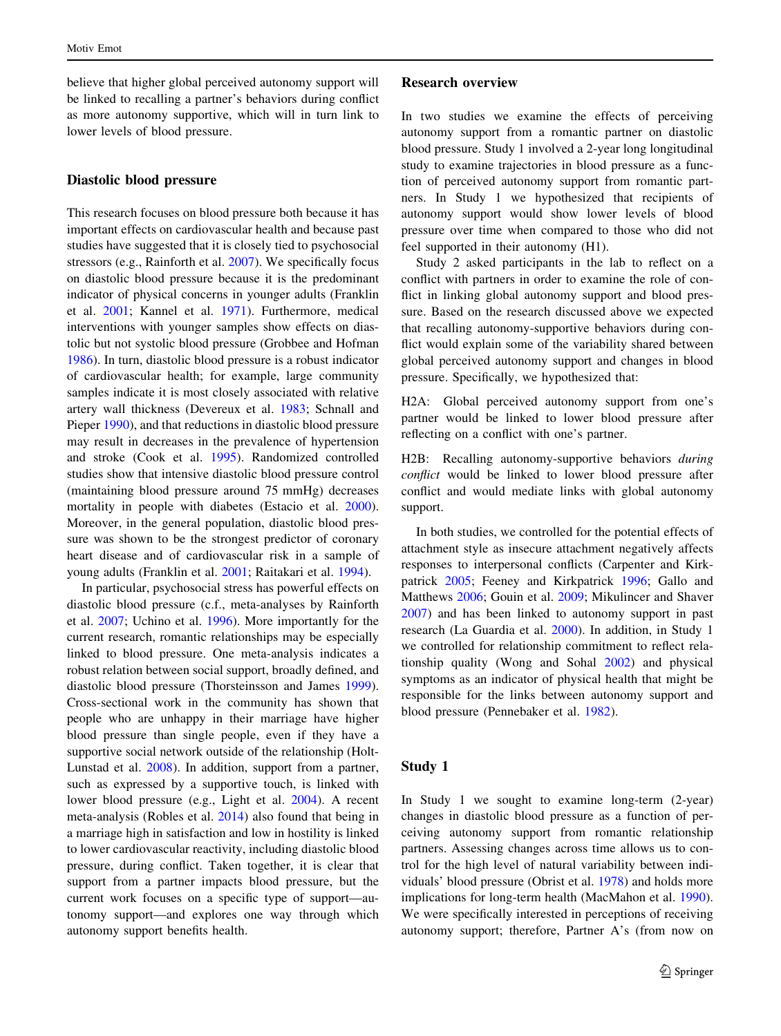believe that higher global perceived autonomy support will be linked to recalling a partner's behaviors during conflict as more autonomy supportive, which will in turn link to lower levels of blood pressure.

### Diastolic blood pressure

This research focuses on blood pressure both because it has important effects on cardiovascular health and because past studies have suggested that it is closely tied to psychosocial stressors (e.g., Rainforth et al. 2007). We specifically focus on diastolic blood pressure because it is the predominant indicator of physical concerns in younger adults (Franklin et al. 2001; Kannel et al. 1971). Furthermore, medical interventions with younger samples show effects on diastolic but not systolic blood pressure (Grobbee and Hofman 1986). In turn, diastolic blood pressure is a robust indicator of cardiovascular health; for example, large community samples indicate it is most closely associated with relative artery wall thickness (Devereux et al. 1983; Schnall and Pieper 1990), and that reductions in diastolic blood pressure may result in decreases in the prevalence of hypertension and stroke (Cook et al. 1995). Randomized controlled studies show that intensive diastolic blood pressure control (maintaining blood pressure around 75 mmHg) decreases mortality in people with diabetes (Estacio et al. 2000). Moreover, in the general population, diastolic blood pressure was shown to be the strongest predictor of coronary heart disease and of cardiovascular risk in a sample of young adults (Franklin et al. 2001; Raitakari et al. 1994).

In particular, psychosocial stress has powerful effects on diastolic blood pressure (c.f., meta-analyses by Rainforth et al. 2007; Uchino et al. 1996). More importantly for the current research, romantic relationships may be especially linked to blood pressure. One meta-analysis indicates a robust relation between social support, broadly defined, and diastolic blood pressure (Thorsteinsson and James 1999). Cross-sectional work in the community has shown that people who are unhappy in their marriage have higher blood pressure than single people, even if they have a supportive social network outside of the relationship (Holt-Lunstad et al. 2008). In addition, support from a partner, such as expressed by a supportive touch, is linked with lower blood pressure (e.g., Light et al. 2004). A recent meta-analysis (Robles et al. 2014) also found that being in a marriage high in satisfaction and low in hostility is linked to lower cardiovascular reactivity, including diastolic blood pressure, during conflict. Taken together, it is clear that support from a partner impacts blood pressure, but the current work focuses on a specific type of support—autonomy support—and explores one way through which autonomy support benefits health.

### Research overview

In two studies we examine the effects of perceiving autonomy support from a romantic partner on diastolic blood pressure. Study 1 involved a 2-year long longitudinal study to examine trajectories in blood pressure as a function of perceived autonomy support from romantic partners. In Study 1 we hypothesized that recipients of autonomy support would show lower levels of blood pressure over time when compared to those who did not feel supported in their autonomy (H1).

Study 2 asked participants in the lab to reflect on a conflict with partners in order to examine the role of conflict in linking global autonomy support and blood pressure. Based on the research discussed above we expected that recalling autonomy-supportive behaviors during conflict would explain some of the variability shared between global perceived autonomy support and changes in blood pressure. Specifically, we hypothesized that:

H2A: Global perceived autonomy support from one's partner would be linked to lower blood pressure after reflecting on a conflict with one's partner.

H2B: Recalling autonomy-supportive behaviors *during conflict* would be linked to lower blood pressure after conflict and would mediate links with global autonomy support.

In both studies, we controlled for the potential effects of attachment style as insecure attachment negatively affects responses to interpersonal conflicts (Carpenter and Kirkpatrick 2005; Feeney and Kirkpatrick 1996; Gallo and Matthews 2006; Gouin et al. 2009; Mikulincer and Shaver 2007) and has been linked to autonomy support in past research (La Guardia et al. 2000). In addition, in Study 1 we controlled for relationship commitment to reflect relationship quality (Wong and Sohal 2002) and physical symptoms as an indicator of physical health that might be responsible for the links between autonomy support and blood pressure (Pennebaker et al. 1982).

## Study 1

In Study 1 we sought to examine long-term (2-year) changes in diastolic blood pressure as a function of perceiving autonomy support from romantic relationship partners. Assessing changes across time allows us to control for the high level of natural variability between individuals' blood pressure (Obrist et al. 1978) and holds more implications for long-term health (MacMahon et al. 1990). We were specifically interested in perceptions of receiving autonomy support; therefore, Partner A's (from now on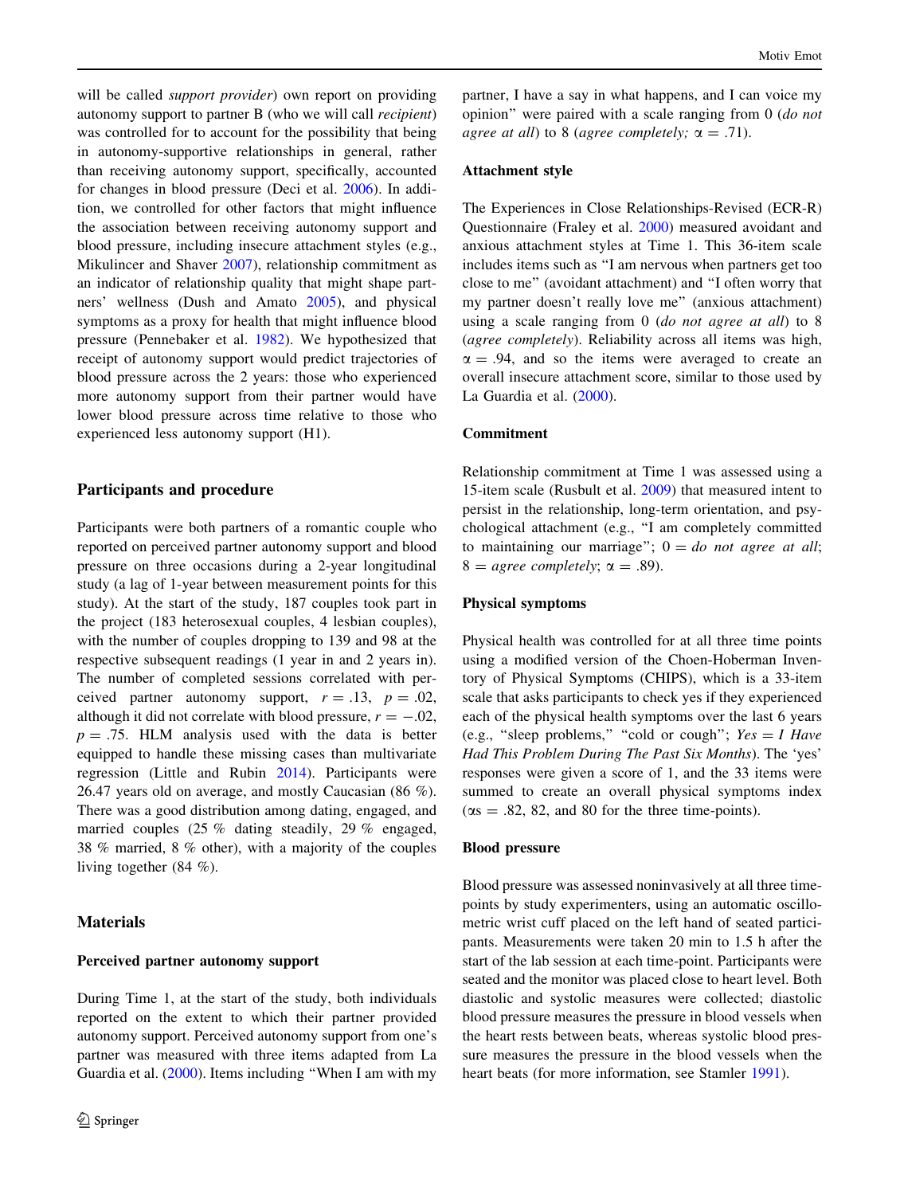will be called *support provider*) own report on providing autonomy support to partner B (who we will call *recipient*) was controlled for to account for the possibility that being in autonomy-supportive relationships in general, rather than receiving autonomy support, specifically, accounted for changes in blood pressure (Deci et al. 2006). In addition, we controlled for other factors that might influence the association between receiving autonomy support and blood pressure, including insecure attachment styles (e.g., Mikulincer and Shaver 2007), relationship commitment as an indicator of relationship quality that might shape partners' wellness (Dush and Amato 2005), and physical symptoms as a proxy for health that might influence blood pressure (Pennebaker et al. 1982). We hypothesized that receipt of autonomy support would predict trajectories of blood pressure across the 2 years: those who experienced more autonomy support from their partner would have lower blood pressure across time relative to those who experienced less autonomy support (H1).

## Participants and procedure

Participants were both partners of a romantic couple who reported on perceived partner autonomy support and blood pressure on three occasions during a 2-year longitudinal study (a lag of 1-year between measurement points for this study). At the start of the study, 187 couples took part in the project (183 heterosexual couples, 4 lesbian couples), with the number of couples dropping to 139 and 98 at the respective subsequent readings (1 year in and 2 years in). The number of completed sessions correlated with perceived partner autonomy support, $r = .13$, $p = .02$, although it did not correlate with blood pressure, $r = -.02$, $p = .75$. HLM analysis used with the data is better equipped to handle these missing cases than multivariate regression (Little and Rubin 2014). Participants were 26.47 years old on average, and mostly Caucasian (86 %). There was a good distribution among dating, engaged, and married couples (25 % dating steadily, 29 % engaged, 38 % married, 8 % other), with a majority of the couples living together (84 %).

## Materials

### Perceived partner autonomy support

During Time 1, at the start of the study, both individuals reported on the extent to which their partner provided autonomy support. Perceived autonomy support from one's partner was measured with three items adapted from La Guardia et al. (2000). Items including "When I am with my partner, I have a say in what happens, and I can voice my opinion" were paired with a scale ranging from 0 (*do not agree at all*) to 8 (*agree completely;* $\alpha = .71$).

### Attachment style

The Experiences in Close Relationships-Revised (ECR-R) Questionnaire (Fraley et al. 2000) measured avoidant and anxious attachment styles at Time 1. This 36-item scale includes items such as "I am nervous when partners get too close to me" (avoidant attachment) and "I often worry that my partner doesn't really love me" (anxious attachment) using a scale ranging from 0 (*do not agree at all*) to 8 (*agree completely*). Reliability across all items was high, $\alpha = .94$, and so the items were averaged to create an overall insecure attachment score, similar to those used by La Guardia et al. (2000).

### Commitment

Relationship commitment at Time 1 was assessed using a 15-item scale (Rusbult et al. 2009) that measured intent to persist in the relationship, long-term orientation, and psychological attachment (e.g., "I am completely committed to maintaining our marriage"; 0 = *do not agree at all*; 8 = *agree completely*; $\alpha = .89$).

### Physical symptoms

Physical health was controlled for at all three time points using a modified version of the Choen-Hoberman Inventory of Physical Symptoms (CHIPS), which is a 33-item scale that asks participants to check yes if they experienced each of the physical health symptoms over the last 6 years (e.g., "sleep problems," "cold or cough"; *Yes = I Have Had This Problem During The Past Six Months*). The 'yes' responses were given a score of 1, and the 33 items were summed to create an overall physical symptoms index ($\alpha$s = .82, 82, and 80 for the three time-points).

### Blood pressure

Blood pressure was assessed noninvasively at all three time-points by study experimenters, using an automatic oscillometric wrist cuff placed on the left hand of seated participants. Measurements were taken 20 min to 1.5 h after the start of the lab session at each time-point. Participants were seated and the monitor was placed close to heart level. Both diastolic and systolic measures were collected; diastolic blood pressure measures the pressure in blood vessels when the heart rests between beats, whereas systolic blood pressure measures the pressure in the blood vessels when the heart beats (for more information, see Stamler 1991).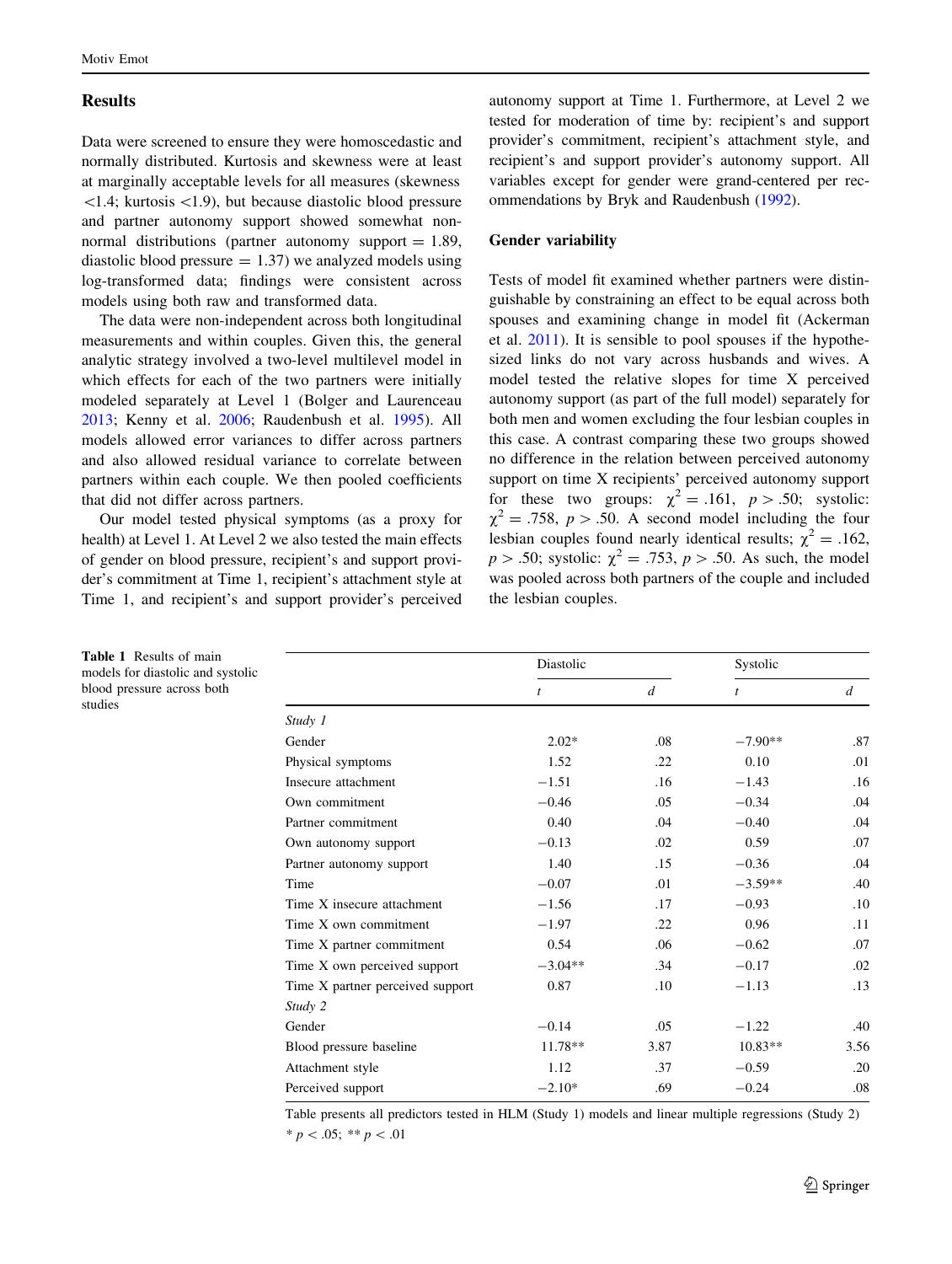## Results

Data were screened to ensure they were homoscedastic and normally distributed. Kurtosis and skewness were at least at marginally acceptable levels for all measures (skewness <1.4; kurtosis <1.9), but because diastolic blood pressure and partner autonomy support showed somewhat non-normal distributions (partner autonomy support = 1.89, diastolic blood pressure = 1.37) we analyzed models using log-transformed data; findings were consistent across models using both raw and transformed data.

The data were non-independent across both longitudinal measurements and within couples. Given this, the general analytic strategy involved a two-level multilevel model in which effects for each of the two partners were initially modeled separately at Level 1 (Bolger and Laurenceau 2013; Kenny et al. 2006; Raudenbush et al. 1995). All models allowed error variances to differ across partners and also allowed residual variance to correlate between partners within each couple. We then pooled coefficients that did not differ across partners.

Our model tested physical symptoms (as a proxy for health) at Level 1. At Level 2 we also tested the main effects of gender on blood pressure, recipient's and support provider's commitment at Time 1, recipient's attachment style at Time 1, and recipient's and support provider's perceived autonomy support at Time 1. Furthermore, at Level 2 we tested for moderation of time by: recipient's and support provider's commitment, recipient's attachment style, and recipient's and support provider's autonomy support. All variables except for gender were grand-centered per recommendations by Bryk and Raudenbush (1992).

### Gender variability

Tests of model fit examined whether partners were distinguishable by constraining an effect to be equal across both spouses and examining change in model fit (Ackerman et al. 2011). It is sensible to pool spouses if the hypothesized links do not vary across husbands and wives. A model tested the relative slopes for time X perceived autonomy support (as part of the full model) separately for both men and women excluding the four lesbian couples in this case. A contrast comparing these two groups showed no difference in the relation between perceived autonomy support on time X recipients' perceived autonomy support for these two groups: $\chi^2 = .161$, $p > .50$; systolic: $\chi^2 = .758$, $p > .50$. A second model including the four lesbian couples found nearly identical results; $\chi^2 = .162$, $p > .50$; systolic: $\chi^2 = .753$, $p > .50$. As such, the model was pooled across both partners of the couple and included the lesbian couples.

**Table 1** Results of main models for diastolic and systolic blood pressure across both studies

| | Diastolic | | Systolic | |
|---|---|---|---|---|
| | *t* | *d* | *t* | *d* |
| *Study 1* | | | | |
| Gender | 2.02* | .08 | −7.90** | .87 |
| Physical symptoms | 1.52 | .22 | 0.10 | .01 |
| Insecure attachment | −1.51 | .16 | −1.43 | .16 |
| Own commitment | −0.46 | .05 | −0.34 | .04 |
| Partner commitment | 0.40 | .04 | −0.40 | .04 |
| Own autonomy support | −0.13 | .02 | 0.59 | .07 |
| Partner autonomy support | 1.40 | .15 | −0.36 | .04 |
| Time | −0.07 | .01 | −3.59** | .40 |
| Time X insecure attachment | −1.56 | .17 | −0.93 | .10 |
| Time X own commitment | −1.97 | .22 | 0.96 | .11 |
| Time X partner commitment | 0.54 | .06 | −0.62 | .07 |
| Time X own perceived support | −3.04** | .34 | −0.17 | .02 |
| Time X partner perceived support | 0.87 | .10 | −1.13 | .13 |
| *Study 2* | | | | |
| Gender | −0.14 | .05 | −1.22 | .40 |
| Blood pressure baseline | 11.78** | 3.87 | 10.83** | 3.56 |
| Attachment style | 1.12 | .37 | −0.59 | .20 |
| Perceived support | −2.10* | .69 | −0.24 | .08 |

Table presents all predictors tested in HLM (Study 1) models and linear multiple regressions (Study 2)

\* $p < .05$; ** $p < .01$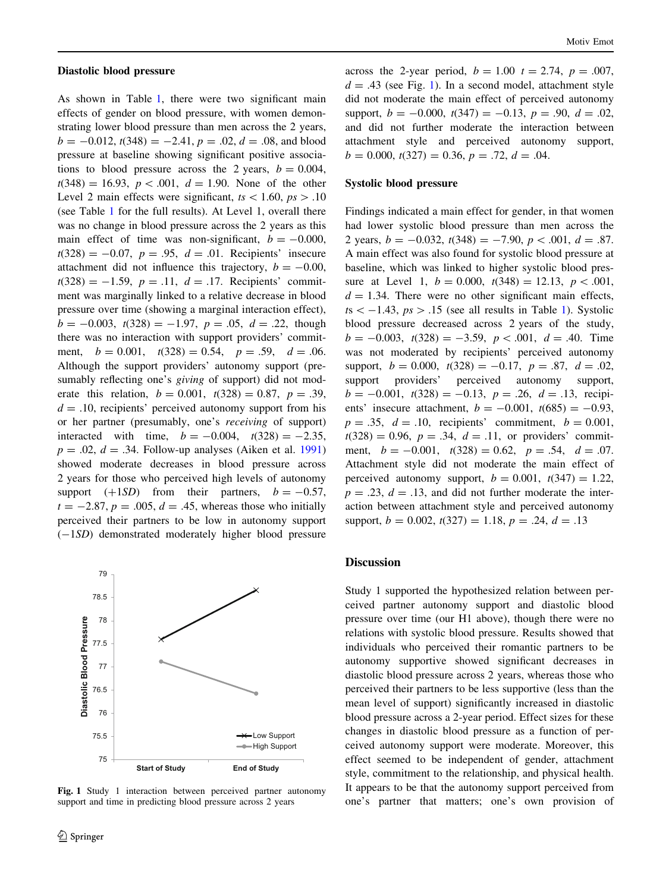### Diastolic blood pressure

As shown in Table 1, there were two significant main effects of gender on blood pressure, with women demonstrating lower blood pressure than men across the 2 years, $b = -0.012$, $t(348) = -2.41$, $p = .02$, $d = .08$, and blood pressure at baseline showing significant positive associations to blood pressure across the 2 years, $b = 0.004$, $t(348) = 16.93$, $p < .001$, $d = 1.90$. None of the other Level 2 main effects were significant, $ts < 1.60$, $ps > .10$ (see Table 1 for the full results). At Level 1, overall there was no change in blood pressure across the 2 years as this main effect of time was non-significant, $b = -0.000$, $t(328) = -0.07$, $p = .95$, $d = .01$. Recipients' insecure attachment did not influence this trajectory, $b = -0.00$, $t(328) = -1.59$, $p = .11$, $d = .17$. Recipients' commitment was marginally linked to a relative decrease in blood pressure over time (showing a marginal interaction effect), $b = -0.003$, $t(328) = -1.97$, $p = .05$, $d = .22$, though there was no interaction with support providers' commitment, $b = 0.001$, $t(328) = 0.54$, $p = .59$, $d = .06$. Although the support providers' autonomy support (presumably reflecting one's *giving* of support) did not moderate this relation, $b = 0.001$, $t(328) = 0.87$, $p = .39$, $d = .10$, recipients' perceived autonomy support from his or her partner (presumably, one's *receiving* of support) interacted with time, $b = -0.004$, $t(328) = -2.35$, $p = .02$, $d = .34$. Follow-up analyses (Aiken et al. 1991) showed moderate decreases in blood pressure across 2 years for those who perceived high levels of autonomy support (+1*SD*) from their partners, $b = -0.57$, $t = -2.87$, $p = .005$, $d = .45$, whereas those who initially perceived their partners to be low in autonomy support (−1*SD*) demonstrated moderately higher blood pressure across the 2-year period, $b = 1.00$ $t = 2.74$, $p = .007$, $d = .43$ (see Fig. 1). In a second model, attachment style did not moderate the main effect of perceived autonomy support, $b = -0.000$, $t(347) = -0.13$, $p = .90$, $d = .02$, and did not further moderate the interaction between attachment style and perceived autonomy support, $b = 0.000$, $t(327) = 0.36$, $p = .72$, $d = .04$.

Fig. 1 Study 1 interaction between perceived partner autonomy support and time in predicting blood pressure across 2 years

### Systolic blood pressure

Findings indicated a main effect for gender, in that women had lower systolic blood pressure than men across the 2 years, $b = -0.032$, $t(348) = -7.90$, $p < .001$, $d = .87$. A main effect was also found for systolic blood pressure at baseline, which was linked to higher systolic blood pressure at Level 1, $b = 0.000$, $t(348) = 12.13$, $p < .001$, $d = 1.34$. There were no other significant main effects, $ts < -1.43$, $ps > .15$ (see all results in Table 1). Systolic blood pressure decreased across 2 years of the study, $b = -0.003$, $t(328) = -3.59$, $p < .001$, $d = .40$. Time was not moderated by recipients' perceived autonomy support, $b = 0.000$, $t(328) = -0.17$, $p = .87$, $d = .02$, support providers' perceived autonomy support, $b = -0.001$, $t(328) = -0.13$, $p = .26$, $d = .13$, recipients' insecure attachment, $b = -0.001$, $t(685) = -0.93$, $p = .35$, $d = .10$, recipients' commitment, $b = 0.001$, $t(328) = 0.96$, $p = .34$, $d = .11$, or providers' commitment, $b = -0.001$, $t(328) = 0.62$, $p = .54$, $d = .07$. Attachment style did not moderate the main effect of perceived autonomy support, $b = 0.001$, $t(347) = 1.22$, $p = .23$, $d = .13$, and did not further moderate the interaction between attachment style and perceived autonomy support, $b = 0.002$, $t(327) = 1.18$, $p = .24$, $d = .13$

## Discussion

Study 1 supported the hypothesized relation between perceived partner autonomy support and diastolic blood pressure over time (our H1 above), though there were no relations with systolic blood pressure. Results showed that individuals who perceived their romantic partners to be autonomy supportive showed significant decreases in diastolic blood pressure across 2 years, whereas those who perceived their partners to be less supportive (less than the mean level of support) significantly increased in diastolic blood pressure across a 2-year period. Effect sizes for these changes in diastolic blood pressure as a function of perceived autonomy support were moderate. Moreover, this effect seemed to be independent of gender, attachment style, commitment to the relationship, and physical health. It appears to be that the autonomy support perceived from one's partner that matters; one's own provision of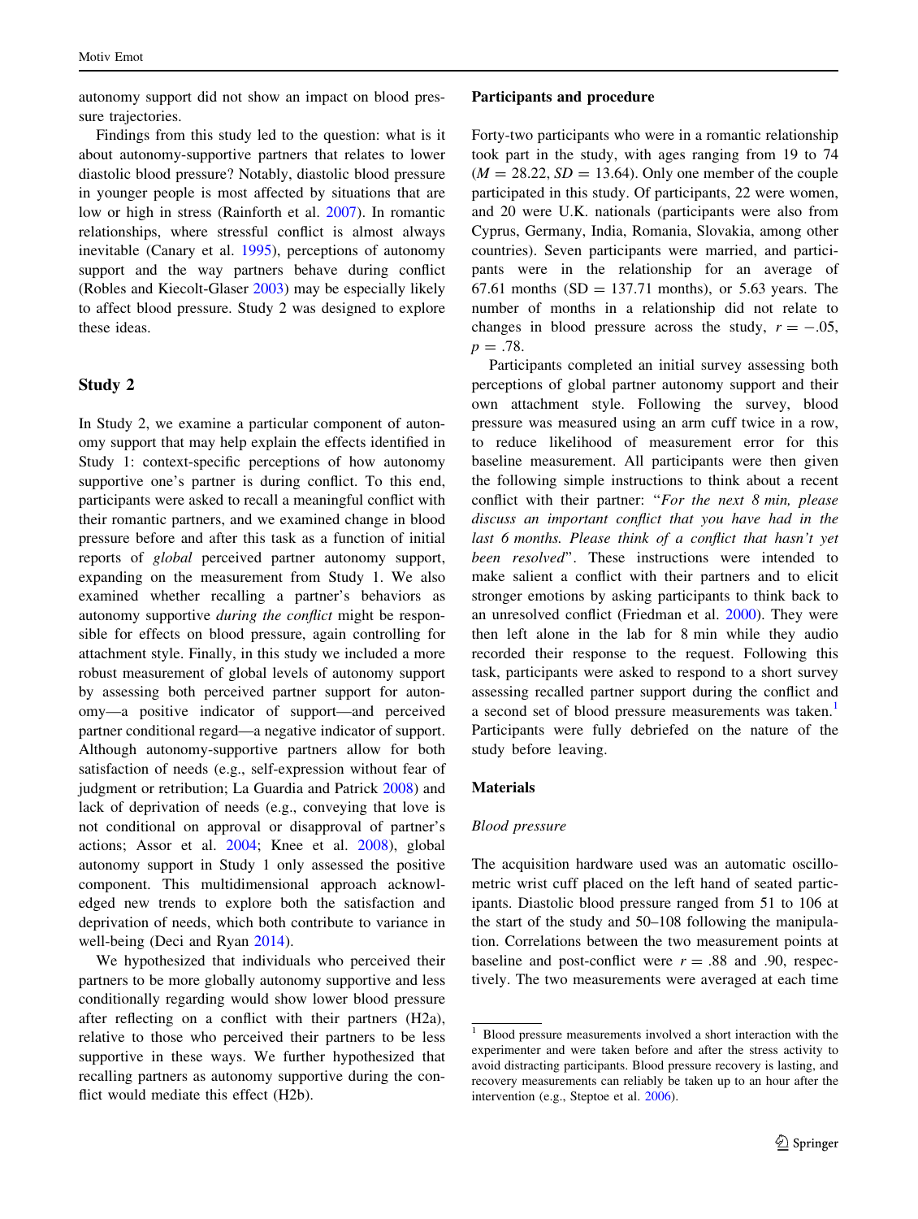autonomy support did not show an impact on blood pressure trajectories.

Findings from this study led to the question: what is it about autonomy-supportive partners that relates to lower diastolic blood pressure? Notably, diastolic blood pressure in younger people is most affected by situations that are low or high in stress (Rainforth et al. 2007). In romantic relationships, where stressful conflict is almost always inevitable (Canary et al. 1995), perceptions of autonomy support and the way partners behave during conflict (Robles and Kiecolt-Glaser 2003) may be especially likely to affect blood pressure. Study 2 was designed to explore these ideas.

## Study 2

In Study 2, we examine a particular component of autonomy support that may help explain the effects identified in Study 1: context-specific perceptions of how autonomy supportive one's partner is during conflict. To this end, participants were asked to recall a meaningful conflict with their romantic partners, and we examined change in blood pressure before and after this task as a function of initial reports of *global* perceived partner autonomy support, expanding on the measurement from Study 1. We also examined whether recalling a partner's behaviors as autonomy supportive *during the conflict* might be responsible for effects on blood pressure, again controlling for attachment style. Finally, in this study we included a more robust measurement of global levels of autonomy support by assessing both perceived partner support for autonomy—a positive indicator of support—and perceived partner conditional regard—a negative indicator of support. Although autonomy-supportive partners allow for both satisfaction of needs (e.g., self-expression without fear of judgment or retribution; La Guardia and Patrick 2008) and lack of deprivation of needs (e.g., conveying that love is not conditional on approval or disapproval of partner's actions; Assor et al. 2004; Knee et al. 2008), global autonomy support in Study 1 only assessed the positive component. This multidimensional approach acknowledged new trends to explore both the satisfaction and deprivation of needs, which both contribute to variance in well-being (Deci and Ryan 2014).

We hypothesized that individuals who perceived their partners to be more globally autonomy supportive and less conditionally regarding would show lower blood pressure after reflecting on a conflict with their partners (H2a), relative to those who perceived their partners to be less supportive in these ways. We further hypothesized that recalling partners as autonomy supportive during the conflict would mediate this effect (H2b).

### Participants and procedure

Forty-two participants who were in a romantic relationship took part in the study, with ages ranging from 19 to 74 ($M = 28.22$, $SD = 13.64$). Only one member of the couple participated in this study. Of participants, 22 were women, and 20 were U.K. nationals (participants were also from Cyprus, Germany, India, Romania, Slovakia, among other countries). Seven participants were married, and participants were in the relationship for an average of 67.61 months ($SD = 137.71$ months), or 5.63 years. The number of months in a relationship did not relate to changes in blood pressure across the study, $r = -.05$, $p = .78$.

Participants completed an initial survey assessing both perceptions of global partner autonomy support and their own attachment style. Following the survey, blood pressure was measured using an arm cuff twice in a row, to reduce likelihood of measurement error for this baseline measurement. All participants were then given the following simple instructions to think about a recent conflict with their partner: "*For the next 8 min, please discuss an important conflict that you have had in the last 6 months. Please think of a conflict that hasn't yet been resolved*". These instructions were intended to make salient a conflict with their partners and to elicit stronger emotions by asking participants to think back to an unresolved conflict (Friedman et al. 2000). They were then left alone in the lab for 8 min while they audio recorded their response to the request. Following this task, participants were asked to respond to a short survey assessing recalled partner support during the conflict and a second set of blood pressure measurements was taken.[1] Participants were fully debriefed on the nature of the study before leaving.

### Materials

#### *Blood pressure*

The acquisition hardware used was an automatic oscillometric wrist cuff placed on the left hand of seated participants. Diastolic blood pressure ranged from 51 to 106 at the start of the study and 50–108 following the manipulation. Correlations between the two measurement points at baseline and post-conflict were $r = .88$ and $.90$, respectively. The two measurements were averaged at each time

[1] Blood pressure measurements involved a short interaction with the experimenter and were taken before and after the stress activity to avoid distracting participants. Blood pressure recovery is lasting, and recovery measurements can reliably be taken up to an hour after the intervention (e.g., Steptoe et al. 2006).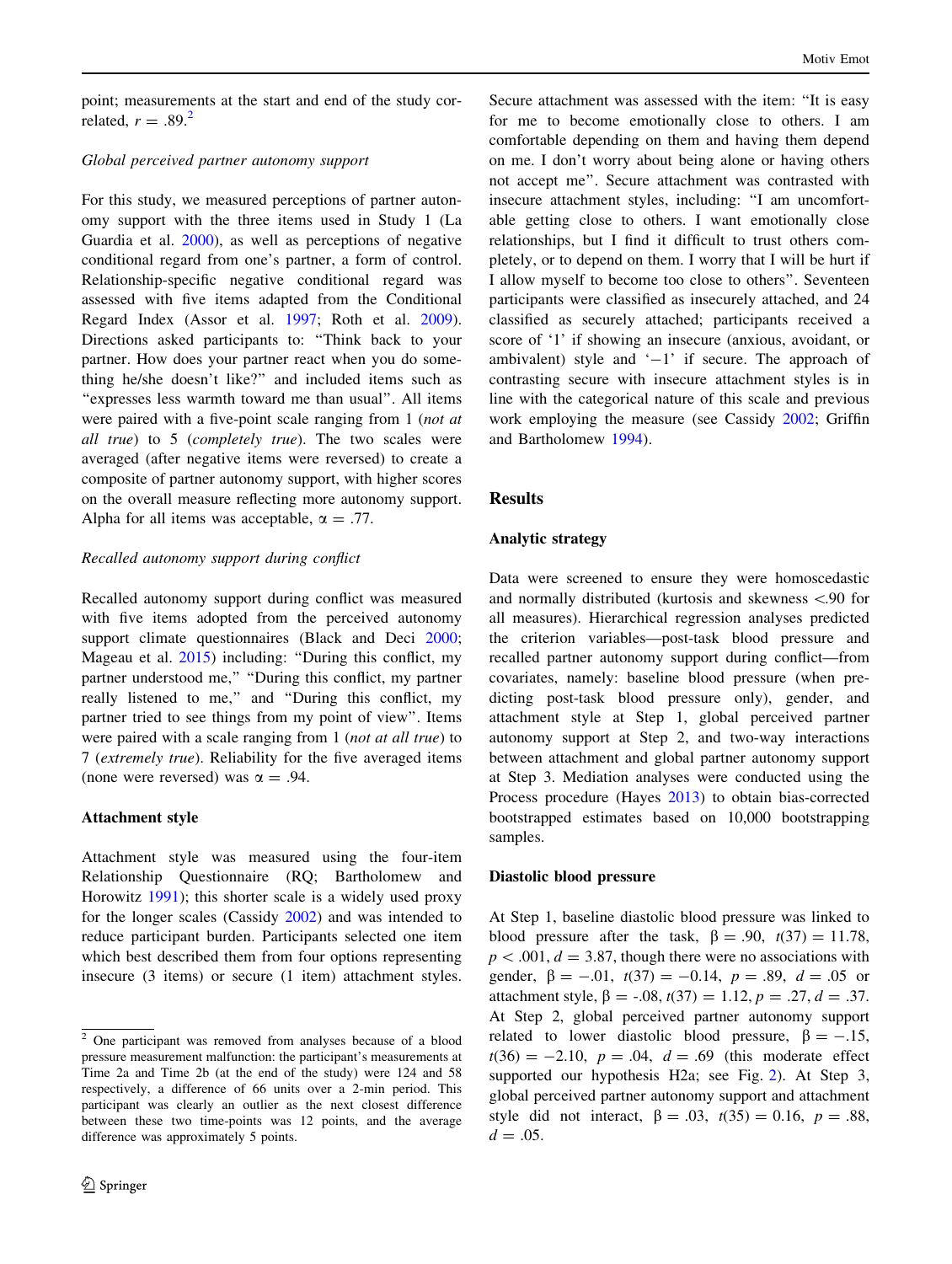point; measurements at the start and end of the study correlated, $r = .89$.[2]

*Global perceived partner autonomy support*

For this study, we measured perceptions of partner autonomy support with the three items used in Study 1 (La Guardia et al. 2000), as well as perceptions of negative conditional regard from one's partner, a form of control. Relationship-specific negative conditional regard was assessed with five items adapted from the Conditional Regard Index (Assor et al. 1997; Roth et al. 2009). Directions asked participants to: "Think back to your partner. How does your partner react when you do something he/she doesn't like?" and included items such as "expresses less warmth toward me than usual". All items were paired with a five-point scale ranging from 1 (*not at all true*) to 5 (*completely true*). The two scales were averaged (after negative items were reversed) to create a composite of partner autonomy support, with higher scores on the overall measure reflecting more autonomy support. Alpha for all items was acceptable, $\alpha = .77$.

*Recalled autonomy support during conflict*

Recalled autonomy support during conflict was measured with five items adopted from the perceived autonomy support climate questionnaires (Black and Deci 2000; Mageau et al. 2015) including: "During this conflict, my partner understood me," "During this conflict, my partner really listened to me," and "During this conflict, my partner tried to see things from my point of view". Items were paired with a scale ranging from 1 (*not at all true*) to 7 (*extremely true*). Reliability for the five averaged items (none were reversed) was $\alpha = .94$.

**Attachment style**

Attachment style was measured using the four-item Relationship Questionnaire (RQ; Bartholomew and Horowitz 1991); this shorter scale is a widely used proxy for the longer scales (Cassidy 2002) and was intended to reduce participant burden. Participants selected one item which best described them from four options representing insecure (3 items) or secure (1 item) attachment styles. Secure attachment was assessed with the item: "It is easy for me to become emotionally close to others. I am comfortable depending on them and having them depend on me. I don't worry about being alone or having others not accept me". Secure attachment was contrasted with insecure attachment styles, including: "I am uncomfortable getting close to others. I want emotionally close relationships, but I find it difficult to trust others completely, or to depend on them. I worry that I will be hurt if I allow myself to become too close to others". Seventeen participants were classified as insecurely attached, and 24 classified as securely attached; participants received a score of '1' if showing an insecure (anxious, avoidant, or ambivalent) style and '−1' if secure. The approach of contrasting secure with insecure attachment styles is in line with the categorical nature of this scale and previous work employing the measure (see Cassidy 2002; Griffin and Bartholomew 1994).

## Results

### Analytic strategy

Data were screened to ensure they were homoscedastic and normally distributed (kurtosis and skewness <.90 for all measures). Hierarchical regression analyses predicted the criterion variables—post-task blood pressure and recalled partner autonomy support during conflict—from covariates, namely: baseline blood pressure (when predicting post-task blood pressure only), gender, and attachment style at Step 1, global perceived partner autonomy support at Step 2, and two-way interactions between attachment and global partner autonomy support at Step 3. Mediation analyses were conducted using the Process procedure (Hayes 2013) to obtain bias-corrected bootstrapped estimates based on 10,000 bootstrapping samples.

### Diastolic blood pressure

At Step 1, baseline diastolic blood pressure was linked to blood pressure after the task, $\beta = .90$, $t(37) = 11.78$, $p < .001$, $d = 3.87$, though there were no associations with gender, $\beta = -.01$, $t(37) = -0.14$, $p = .89$, $d = .05$ or attachment style, $\beta = -.08$, $t(37) = 1.12$, $p = .27$, $d = .37$. At Step 2, global perceived partner autonomy support related to lower diastolic blood pressure, $\beta = -.15$, $t(36) = -2.10$, $p = .04$, $d = .69$ (this moderate effect supported our hypothesis H2a; see Fig. 2). At Step 3, global perceived partner autonomy support and attachment style did not interact, $\beta = .03$, $t(35) = 0.16$, $p = .88$, $d = .05$.

[2] One participant was removed from analyses because of a blood pressure measurement malfunction: the participant's measurements at Time 2a and Time 2b (at the end of the study) were 124 and 58 respectively, a difference of 66 units over a 2-min period. This participant was clearly an outlier as the next closest difference between these two time-points was 12 points, and the average difference was approximately 5 points.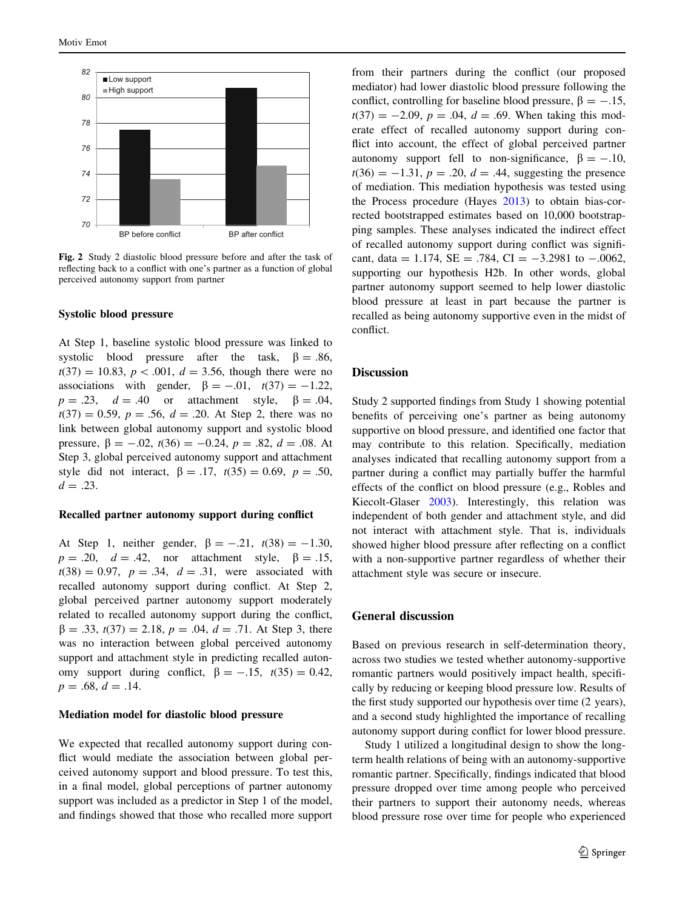Fig. 2 Study 2 diastolic blood pressure before and after the task of reflecting back to a conflict with one's partner as a function of global perceived autonomy support from partner

### Systolic blood pressure

At Step 1, baseline systolic blood pressure was linked to systolic blood pressure after the task, $\beta = .86$, $t(37) = 10.83$, $p < .001$, $d = 3.56$, though there were no associations with gender, $\beta = -.01$, $t(37) = -1.22$, $p = .23$, $d = .40$ or attachment style, $\beta = .04$, $t(37) = 0.59$, $p = .56$, $d = .20$. At Step 2, there was no link between global autonomy support and systolic blood pressure, $\beta = -.02$, $t(36) = -0.24$, $p = .82$, $d = .08$. At Step 3, global perceived autonomy support and attachment style did not interact, $\beta = .17$, $t(35) = 0.69$, $p = .50$, $d = .23$.

### Recalled partner autonomy support during conflict

At Step 1, neither gender, $\beta = -.21$, $t(38) = -1.30$, $p = .20$, $d = .42$, nor attachment style, $\beta = .15$, $t(38) = 0.97$, $p = .34$, $d = .31$, were associated with recalled autonomy support during conflict. At Step 2, global perceived partner autonomy support moderately related to recalled autonomy support during the conflict, $\beta = .33$, $t(37) = 2.18$, $p = .04$, $d = .71$. At Step 3, there was no interaction between global perceived autonomy support and attachment style in predicting recalled autonomy support during conflict, $\beta = -.15$, $t(35) = 0.42$, $p = .68$, $d = .14$.

### Mediation model for diastolic blood pressure

We expected that recalled autonomy support during conflict would mediate the association between global perceived autonomy support and blood pressure. To test this, in a final model, global perceptions of partner autonomy support was included as a predictor in Step 1 of the model, and findings showed that those who recalled more support from their partners during the conflict (our proposed mediator) had lower diastolic blood pressure following the conflict, controlling for baseline blood pressure, $\beta = -.15$, $t(37) = -2.09$, $p = .04$, $d = .69$. When taking this moderate effect of recalled autonomy support during conflict into account, the effect of global perceived partner autonomy support fell to non-significance, $\beta = -.10$, $t(36) = -1.31$, $p = .20$, $d = .44$, suggesting the presence of mediation. This mediation hypothesis was tested using the Process procedure (Hayes 2013) to obtain bias-corrected bootstrapped estimates based on 10,000 bootstrapping samples. These analyses indicated the indirect effect of recalled autonomy support during conflict was significant, data = 1.174, SE = .784, CI = −3.2981 to −.0062, supporting our hypothesis H2b. In other words, global partner autonomy support seemed to help lower diastolic blood pressure at least in part because the partner is recalled as being autonomy supportive even in the midst of conflict.

## Discussion

Study 2 supported findings from Study 1 showing potential benefits of perceiving one's partner as being autonomy supportive on blood pressure, and identified one factor that may contribute to this relation. Specifically, mediation analyses indicated that recalling autonomy support from a partner during a conflict may partially buffer the harmful effects of the conflict on blood pressure (e.g., Robles and Kiecolt-Glaser 2003). Interestingly, this relation was independent of both gender and attachment style, and did not interact with attachment style. That is, individuals showed higher blood pressure after reflecting on a conflict with a non-supportive partner regardless of whether their attachment style was secure or insecure.

## General discussion

Based on previous research in self-determination theory, across two studies we tested whether autonomy-supportive romantic partners would positively impact health, specifically by reducing or keeping blood pressure low. Results of the first study supported our hypothesis over time (2 years), and a second study highlighted the importance of recalling autonomy support during conflict for lower blood pressure.

Study 1 utilized a longitudinal design to show the long-term health relations of being with an autonomy-supportive romantic partner. Specifically, findings indicated that blood pressure dropped over time among people who perceived their partners to support their autonomy needs, whereas blood pressure rose over time for people who experienced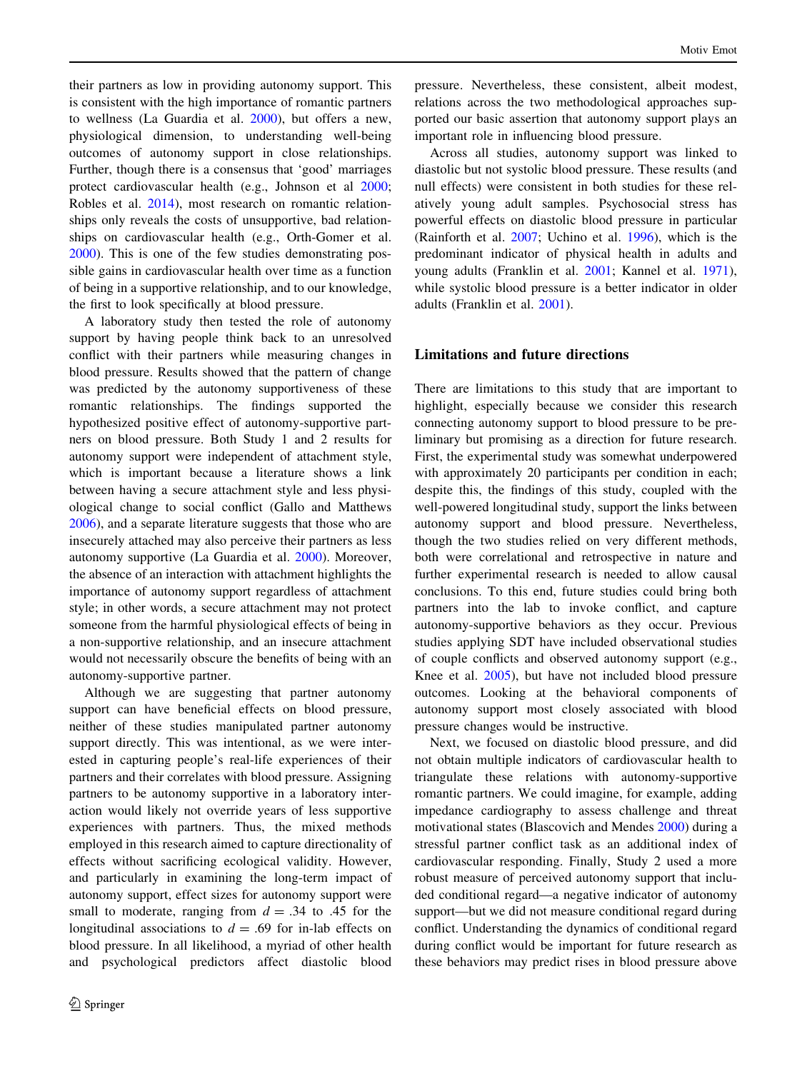their partners as low in providing autonomy support. This is consistent with the high importance of romantic partners to wellness (La Guardia et al. 2000), but offers a new, physiological dimension, to understanding well-being outcomes of autonomy support in close relationships. Further, though there is a consensus that 'good' marriages protect cardiovascular health (e.g., Johnson et al 2000; Robles et al. 2014), most research on romantic relationships only reveals the costs of unsupportive, bad relationships on cardiovascular health (e.g., Orth-Gomer et al. 2000). This is one of the few studies demonstrating possible gains in cardiovascular health over time as a function of being in a supportive relationship, and to our knowledge, the first to look specifically at blood pressure.

A laboratory study then tested the role of autonomy support by having people think back to an unresolved conflict with their partners while measuring changes in blood pressure. Results showed that the pattern of change was predicted by the autonomy supportiveness of these romantic relationships. The findings supported the hypothesized positive effect of autonomy-supportive partners on blood pressure. Both Study 1 and 2 results for autonomy support were independent of attachment style, which is important because a literature shows a link between having a secure attachment style and less physiological change to social conflict (Gallo and Matthews 2006), and a separate literature suggests that those who are insecurely attached may also perceive their partners as less autonomy supportive (La Guardia et al. 2000). Moreover, the absence of an interaction with attachment highlights the importance of autonomy support regardless of attachment style; in other words, a secure attachment may not protect someone from the harmful physiological effects of being in a non-supportive relationship, and an insecure attachment would not necessarily obscure the benefits of being with an autonomy-supportive partner.

Although we are suggesting that partner autonomy support can have beneficial effects on blood pressure, neither of these studies manipulated partner autonomy support directly. This was intentional, as we were interested in capturing people's real-life experiences of their partners and their correlates with blood pressure. Assigning partners to be autonomy supportive in a laboratory interaction would likely not override years of less supportive experiences with partners. Thus, the mixed methods employed in this research aimed to capture directionality of effects without sacrificing ecological validity. However, and particularly in examining the long-term impact of autonomy support, effect sizes for autonomy support were small to moderate, ranging from $d = .34$ to $.45$ for the longitudinal associations to $d = .69$ for in-lab effects on blood pressure. In all likelihood, a myriad of other health and psychological predictors affect diastolic blood pressure. Nevertheless, these consistent, albeit modest, relations across the two methodological approaches supported our basic assertion that autonomy support plays an important role in influencing blood pressure.

Across all studies, autonomy support was linked to diastolic but not systolic blood pressure. These results (and null effects) were consistent in both studies for these relatively young adult samples. Psychosocial stress has powerful effects on diastolic blood pressure in particular (Rainforth et al. 2007; Uchino et al. 1996), which is the predominant indicator of physical health in adults and young adults (Franklin et al. 2001; Kannel et al. 1971), while systolic blood pressure is a better indicator in older adults (Franklin et al. 2001).

## Limitations and future directions

There are limitations to this study that are important to highlight, especially because we consider this research connecting autonomy support to blood pressure to be preliminary but promising as a direction for future research. First, the experimental study was somewhat underpowered with approximately 20 participants per condition in each; despite this, the findings of this study, coupled with the well-powered longitudinal study, support the links between autonomy support and blood pressure. Nevertheless, though the two studies relied on very different methods, both were correlational and retrospective in nature and further experimental research is needed to allow causal conclusions. To this end, future studies could bring both partners into the lab to invoke conflict, and capture autonomy-supportive behaviors as they occur. Previous studies applying SDT have included observational studies of couple conflicts and observed autonomy support (e.g., Knee et al. 2005), but have not included blood pressure outcomes. Looking at the behavioral components of autonomy support most closely associated with blood pressure changes would be instructive.

Next, we focused on diastolic blood pressure, and did not obtain multiple indicators of cardiovascular health to triangulate these relations with autonomy-supportive romantic partners. We could imagine, for example, adding impedance cardiography to assess challenge and threat motivational states (Blascovich and Mendes 2000) during a stressful partner conflict task as an additional index of cardiovascular responding. Finally, Study 2 used a more robust measure of perceived autonomy support that included conditional regard—a negative indicator of autonomy support—but we did not measure conditional regard during conflict. Understanding the dynamics of conditional regard during conflict would be important for future research as these behaviors may predict rises in blood pressure above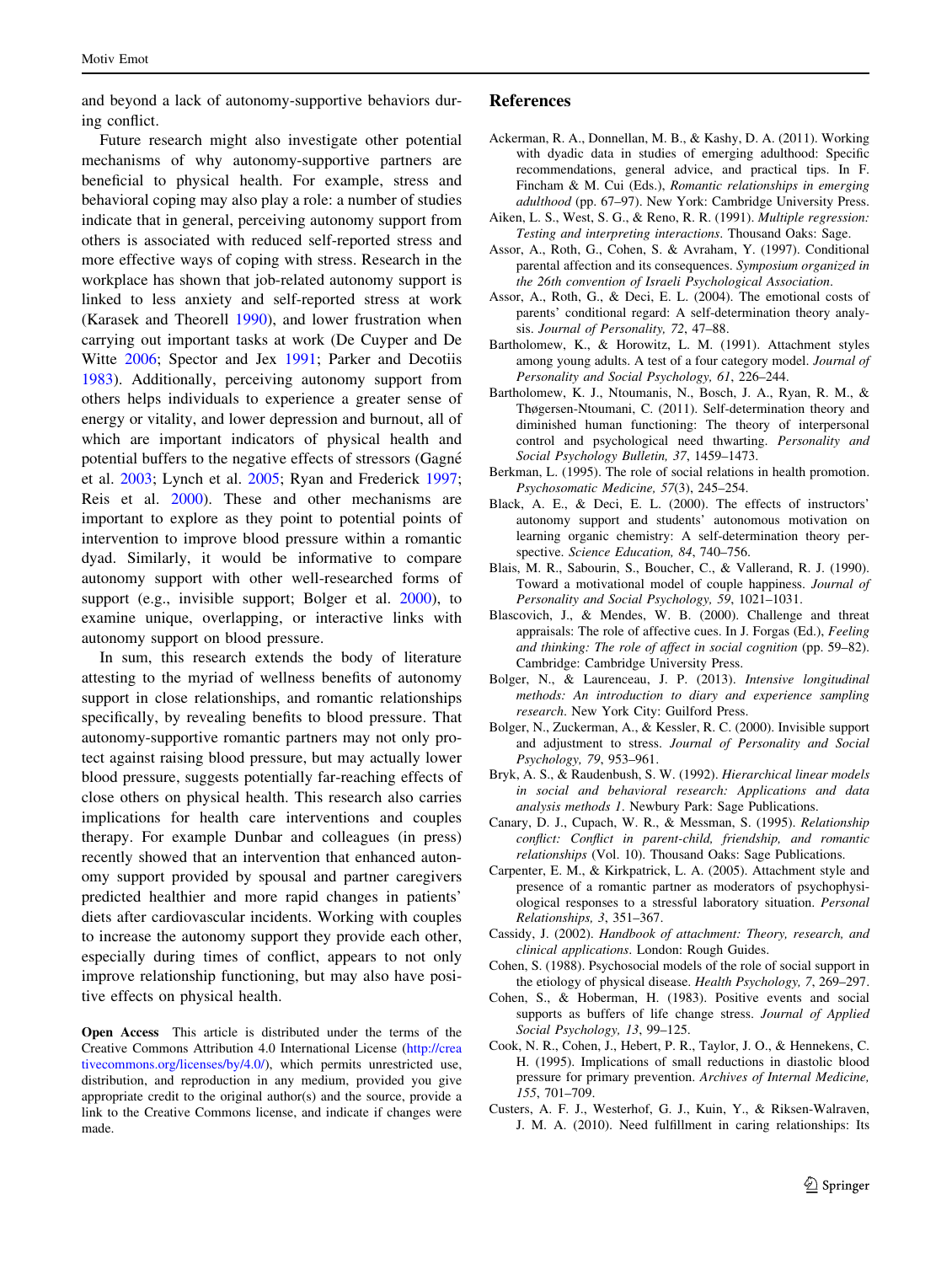and beyond a lack of autonomy-supportive behaviors during conflict.

Future research might also investigate other potential mechanisms of why autonomy-supportive partners are beneficial to physical health. For example, stress and behavioral coping may also play a role: a number of studies indicate that in general, perceiving autonomy support from others is associated with reduced self-reported stress and more effective ways of coping with stress. Research in the workplace has shown that job-related autonomy support is linked to less anxiety and self-reported stress at work (Karasek and Theorell 1990), and lower frustration when carrying out important tasks at work (De Cuyper and De Witte 2006; Spector and Jex 1991; Parker and Decotiis 1983). Additionally, perceiving autonomy support from others helps individuals to experience a greater sense of energy or vitality, and lower depression and burnout, all of which are important indicators of physical health and potential buffers to the negative effects of stressors (Gagné et al. 2003; Lynch et al. 2005; Ryan and Frederick 1997; Reis et al. 2000). These and other mechanisms are important to explore as they point to potential points of intervention to improve blood pressure within a romantic dyad. Similarly, it would be informative to compare autonomy support with other well-researched forms of support (e.g., invisible support; Bolger et al. 2000), to examine unique, overlapping, or interactive links with autonomy support on blood pressure.

In sum, this research extends the body of literature attesting to the myriad of wellness benefits of autonomy support in close relationships, and romantic relationships specifically, by revealing benefits to blood pressure. That autonomy-supportive romantic partners may not only protect against raising blood pressure, but may actually lower blood pressure, suggests potentially far-reaching effects of close others on physical health. This research also carries implications for health care interventions and couples therapy. For example Dunbar and colleagues (in press) recently showed that an intervention that enhanced autonomy support provided by spousal and partner caregivers predicted healthier and more rapid changes in patients' diets after cardiovascular incidents. Working with couples to increase the autonomy support they provide each other, especially during times of conflict, appears to not only improve relationship functioning, but may also have positive effects on physical health.

**Open Access** This article is distributed under the terms of the Creative Commons Attribution 4.0 International License (http://creativecommons.org/licenses/by/4.0/), which permits unrestricted use, distribution, and reproduction in any medium, provided you give appropriate credit to the original author(s) and the source, provide a link to the Creative Commons license, and indicate if changes were made.

## References

Ackerman, R. A., Donnellan, M. B., & Kashy, D. A. (2011). Working with dyadic data in studies of emerging adulthood: Specific recommendations, general advice, and practical tips. In F. Fincham & M. Cui (Eds.), *Romantic relationships in emerging adulthood* (pp. 67–97). New York: Cambridge University Press.

Aiken, L. S., West, S. G., & Reno, R. R. (1991). *Multiple regression: Testing and interpreting interactions*. Thousand Oaks: Sage.

Assor, A., Roth, G., Cohen, S. & Avraham, Y. (1997). Conditional parental affection and its consequences. *Symposium organized in the 26th convention of Israeli Psychological Association*.

Assor, A., Roth, G., & Deci, E. L. (2004). The emotional costs of parents' conditional regard: A self-determination theory analysis. *Journal of Personality, 72*, 47–88.

Bartholomew, K., & Horowitz, L. M. (1991). Attachment styles among young adults. A test of a four category model. *Journal of Personality and Social Psychology, 61*, 226–244.

Bartholomew, K. J., Ntoumanis, N., Bosch, J. A., Ryan, R. M., & Thøgersen-Ntoumani, C. (2011). Self-determination theory and diminished human functioning: The theory of interpersonal control and psychological need thwarting. *Personality and Social Psychology Bulletin, 37*, 1459–1473.

Berkman, L. (1995). The role of social relations in health promotion. *Psychosomatic Medicine, 57*(3), 245–254.

Black, A. E., & Deci, E. L. (2000). The effects of instructors' autonomy support and students' autonomous motivation on learning organic chemistry: A self-determination theory perspective. *Science Education, 84*, 740–756.

Blais, M. R., Sabourin, S., Boucher, C., & Vallerand, R. J. (1990). Toward a motivational model of couple happiness. *Journal of Personality and Social Psychology, 59*, 1021–1031.

Blascovich, J., & Mendes, W. B. (2000). Challenge and threat appraisals: The role of affective cues. In J. Forgas (Ed.), *Feeling and thinking: The role of affect in social cognition* (pp. 59–82). Cambridge: Cambridge University Press.

Bolger, N., & Laurenceau, J. P. (2013). *Intensive longitudinal methods: An introduction to diary and experience sampling research*. New York City: Guilford Press.

Bolger, N., Zuckerman, A., & Kessler, R. C. (2000). Invisible support and adjustment to stress. *Journal of Personality and Social Psychology, 79*, 953–961.

Bryk, A. S., & Raudenbush, S. W. (1992). *Hierarchical linear models in social and behavioral research: Applications and data analysis methods 1*. Newbury Park: Sage Publications.

Canary, D. J., Cupach, W. R., & Messman, S. (1995). *Relationship conflict: Conflict in parent-child, friendship, and romantic relationships* (Vol. 10). Thousand Oaks: Sage Publications.

Carpenter, E. M., & Kirkpatrick, L. A. (2005). Attachment style and presence of a romantic partner as moderators of psychophysiological responses to a stressful laboratory situation. *Personal Relationships, 3*, 351–367.

Cassidy, J. (2002). *Handbook of attachment: Theory, research, and clinical applications*. London: Rough Guides.

Cohen, S. (1988). Psychosocial models of the role of social support in the etiology of physical disease. *Health Psychology, 7*, 269–297.

Cohen, S., & Hoberman, H. (1983). Positive events and social supports as buffers of life change stress. *Journal of Applied Social Psychology, 13*, 99–125.

Cook, N. R., Cohen, J., Hebert, P. R., Taylor, J. O., & Hennekens, C. H. (1995). Implications of small reductions in diastolic blood pressure for primary prevention. *Archives of Internal Medicine, 155*, 701–709.

Custers, A. F. J., Westerhof, G. J., Kuin, Y., & Riksen-Walraven, J. M. A. (2010). Need fulfillment in caring relationships: Its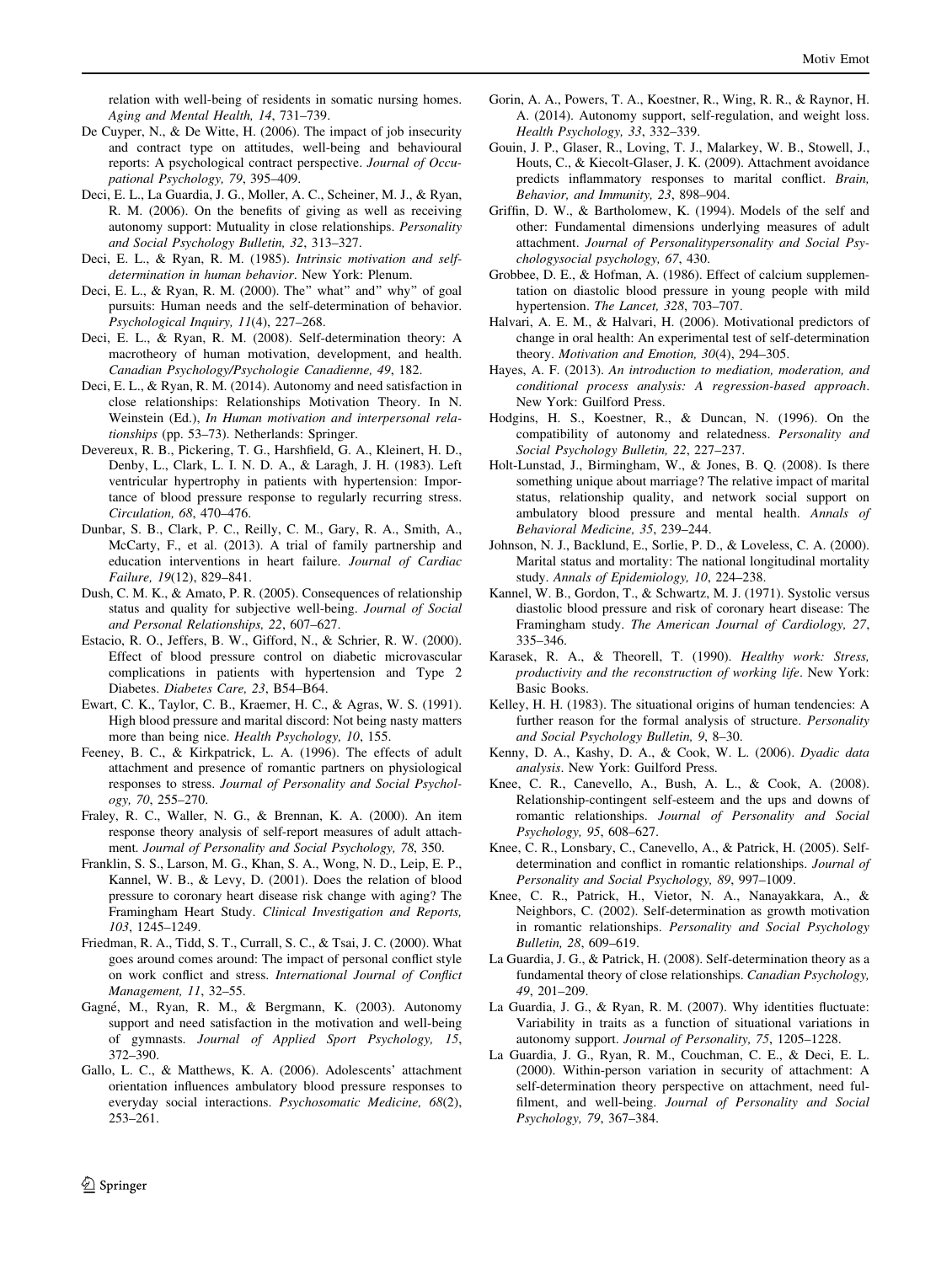relation with well-being of residents in somatic nursing homes. *Aging and Mental Health, 14*, 731–739.

De Cuyper, N., & De Witte, H. (2006). The impact of job insecurity and contract type on attitudes, well-being and behavioural reports: A psychological contract perspective. *Journal of Occupational Psychology, 79*, 395–409.

Deci, E. L., La Guardia, J. G., Moller, A. C., Scheiner, M. J., & Ryan, R. M. (2006). On the benefits of giving as well as receiving autonomy support: Mutuality in close relationships. *Personality and Social Psychology Bulletin, 32*, 313–327.

Deci, E. L., & Ryan, R. M. (1985). *Intrinsic motivation and self-determination in human behavior*. New York: Plenum.

Deci, E. L., & Ryan, R. M. (2000). The" what" and" why" of goal pursuits: Human needs and the self-determination of behavior. *Psychological Inquiry, 11*(4), 227–268.

Deci, E. L., & Ryan, R. M. (2008). Self-determination theory: A macrotheory of human motivation, development, and health. *Canadian Psychology/Psychologie Canadienne, 49*, 182.

Deci, E. L., & Ryan, R. M. (2014). Autonomy and need satisfaction in close relationships: Relationships Motivation Theory. In N. Weinstein (Ed.), *In Human motivation and interpersonal relationships* (pp. 53–73). Netherlands: Springer.

Devereux, R. B., Pickering, T. G., Harshfield, G. A., Kleinert, H. D., Denby, L., Clark, L. I. N. D. A., & Laragh, J. H. (1983). Left ventricular hypertrophy in patients with hypertension: Importance of blood pressure response to regularly recurring stress. *Circulation, 68*, 470–476.

Dunbar, S. B., Clark, P. C., Reilly, C. M., Gary, R. A., Smith, A., McCarty, F., et al. (2013). A trial of family partnership and education interventions in heart failure. *Journal of Cardiac Failure, 19*(12), 829–841.

Dush, C. M. K., & Amato, P. R. (2005). Consequences of relationship status and quality for subjective well-being. *Journal of Social and Personal Relationships, 22*, 607–627.

Estacio, R. O., Jeffers, B. W., Gifford, N., & Schrier, R. W. (2000). Effect of blood pressure control on diabetic microvascular complications in patients with hypertension and Type 2 Diabetes. *Diabetes Care, 23*, B54–B64.

Ewart, C. K., Taylor, C. B., Kraemer, H. C., & Agras, W. S. (1991). High blood pressure and marital discord: Not being nasty matters more than being nice. *Health Psychology, 10*, 155.

Feeney, B. C., & Kirkpatrick, L. A. (1996). The effects of adult attachment and presence of romantic partners on physiological responses to stress. *Journal of Personality and Social Psychology, 70*, 255–270.

Fraley, R. C., Waller, N. G., & Brennan, K. A. (2000). An item response theory analysis of self-report measures of adult attachment. *Journal of Personality and Social Psychology, 78*, 350.

Franklin, S. S., Larson, M. G., Khan, S. A., Wong, N. D., Leip, E. P., Kannel, W. B., & Levy, D. (2001). Does the relation of blood pressure to coronary heart disease risk change with aging? The Framingham Heart Study. *Clinical Investigation and Reports, 103*, 1245–1249.

Friedman, R. A., Tidd, S. T., Currall, S. C., & Tsai, J. C. (2000). What goes around comes around: The impact of personal conflict style on work conflict and stress. *International Journal of Conflict Management, 11*, 32–55.

Gagné, M., Ryan, R. M., & Bergmann, K. (2003). Autonomy support and need satisfaction in the motivation and well-being of gymnasts. *Journal of Applied Sport Psychology, 15*, 372–390.

Gallo, L. C., & Matthews, K. A. (2006). Adolescents' attachment orientation influences ambulatory blood pressure responses to everyday social interactions. *Psychosomatic Medicine, 68*(2), 253–261.

Gorin, A. A., Powers, T. A., Koestner, R., Wing, R. R., & Raynor, H. A. (2014). Autonomy support, self-regulation, and weight loss. *Health Psychology, 33*, 332–339.

Gouin, J. P., Glaser, R., Loving, T. J., Malarkey, W. B., Stowell, J., Houts, C., & Kiecolt-Glaser, J. K. (2009). Attachment avoidance predicts inflammatory responses to marital conflict. *Brain, Behavior, and Immunity, 23*, 898–904.

Griffin, D. W., & Bartholomew, K. (1994). Models of the self and other: Fundamental dimensions underlying measures of adult attachment. *Journal of Personalitypersonality and Social Psychologysocial psychology, 67*, 430.

Grobbee, D. E., & Hofman, A. (1986). Effect of calcium supplementation on diastolic blood pressure in young people with mild hypertension. *The Lancet, 328*, 703–707.

Halvari, A. E. M., & Halvari, H. (2006). Motivational predictors of change in oral health: An experimental test of self-determination theory. *Motivation and Emotion, 30*(4), 294–305.

Hayes, A. F. (2013). *An introduction to mediation, moderation, and conditional process analysis: A regression-based approach*. New York: Guilford Press.

Hodgins, H. S., Koestner, R., & Duncan, N. (1996). On the compatibility of autonomy and relatedness. *Personality and Social Psychology Bulletin, 22*, 227–237.

Holt-Lunstad, J., Birmingham, W., & Jones, B. Q. (2008). Is there something unique about marriage? The relative impact of marital status, relationship quality, and network social support on ambulatory blood pressure and mental health. *Annals of Behavioral Medicine, 35*, 239–244.

Johnson, N. J., Backlund, E., Sorlie, P. D., & Loveless, C. A. (2000). Marital status and mortality: The national longitudinal mortality study. *Annals of Epidemiology, 10*, 224–238.

Kannel, W. B., Gordon, T., & Schwartz, M. J. (1971). Systolic versus diastolic blood pressure and risk of coronary heart disease: The Framingham study. *The American Journal of Cardiology, 27*, 335–346.

Karasek, R. A., & Theorell, T. (1990). *Healthy work: Stress, productivity and the reconstruction of working life*. New York: Basic Books.

Kelley, H. H. (1983). The situational origins of human tendencies: A further reason for the formal analysis of structure. *Personality and Social Psychology Bulletin, 9*, 8–30.

Kenny, D. A., Kashy, D. A., & Cook, W. L. (2006). *Dyadic data analysis*. New York: Guilford Press.

Knee, C. R., Canevello, A., Bush, A. L., & Cook, A. (2008). Relationship-contingent self-esteem and the ups and downs of romantic relationships. *Journal of Personality and Social Psychology, 95*, 608–627.

Knee, C. R., Lonsbary, C., Canevello, A., & Patrick, H. (2005). Self-determination and conflict in romantic relationships. *Journal of Personality and Social Psychology, 89*, 997–1009.

Knee, C. R., Patrick, H., Vietor, N. A., Nanayakkara, A., & Neighbors, C. (2002). Self-determination as growth motivation in romantic relationships. *Personality and Social Psychology Bulletin, 28*, 609–619.

La Guardia, J. G., & Patrick, H. (2008). Self-determination theory as a fundamental theory of close relationships. *Canadian Psychology, 49*, 201–209.

La Guardia, J. G., & Ryan, R. M. (2007). Why identities fluctuate: Variability in traits as a function of situational variations in autonomy support. *Journal of Personality, 75*, 1205–1228.

La Guardia, J. G., Ryan, R. M., Couchman, C. E., & Deci, E. L. (2000). Within-person variation in security of attachment: A self-determination theory perspective on attachment, need fulfilment, and well-being. *Journal of Personality and Social Psychology, 79*, 367–384.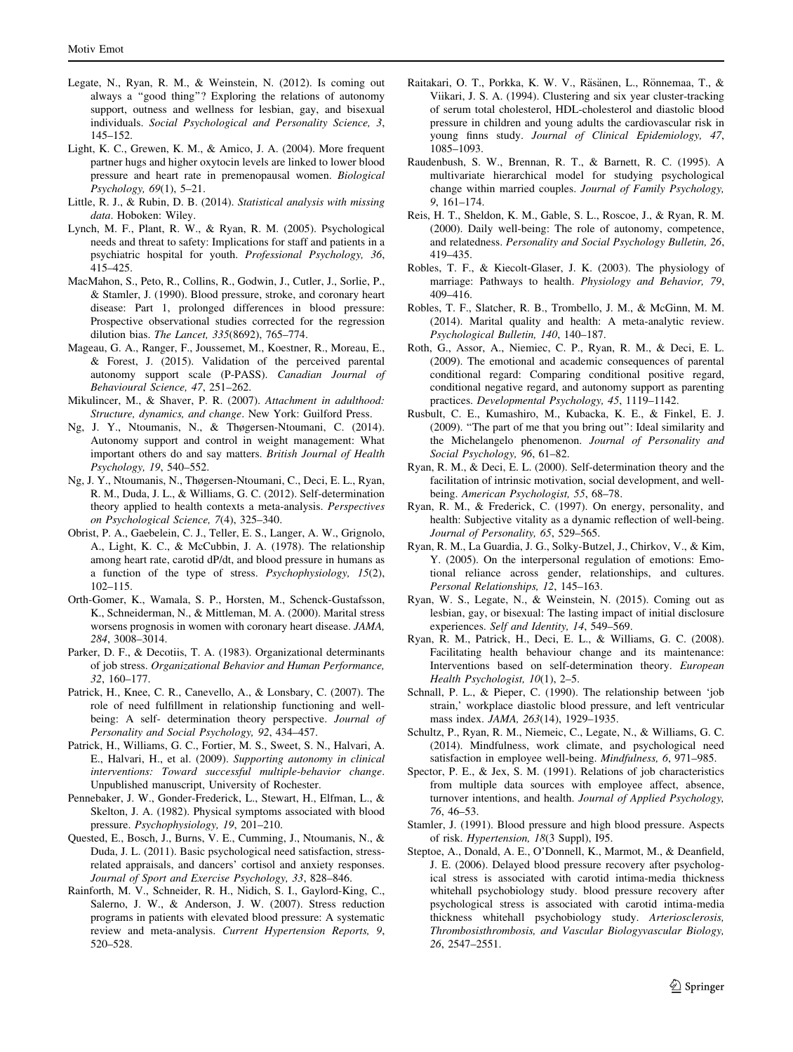Legate, N., Ryan, R. M., & Weinstein, N. (2012). Is coming out always a "good thing"? Exploring the relations of autonomy support, outness and wellness for lesbian, gay, and bisexual individuals. *Social Psychological and Personality Science, 3*, 145–152.

Light, K. C., Grewen, K. M., & Amico, J. A. (2004). More frequent partner hugs and higher oxytocin levels are linked to lower blood pressure and heart rate in premenopausal women. *Biological Psychology, 69*(1), 5–21.

Little, R. J., & Rubin, D. B. (2014). *Statistical analysis with missing data*. Hoboken: Wiley.

Lynch, M. F., Plant, R. W., & Ryan, R. M. (2005). Psychological needs and threat to safety: Implications for staff and patients in a psychiatric hospital for youth. *Professional Psychology, 36*, 415–425.

MacMahon, S., Peto, R., Collins, R., Godwin, J., Cutler, J., Sorlie, P., & Stamler, J. (1990). Blood pressure, stroke, and coronary heart disease: Part 1, prolonged differences in blood pressure: Prospective observational studies corrected for the regression dilution bias. *The Lancet, 335*(8692), 765–774.

Mageau, G. A., Ranger, F., Joussemet, M., Koestner, R., Moreau, E., & Forest, J. (2015). Validation of the perceived parental autonomy support scale (P-PASS). *Canadian Journal of Behavioural Science, 47*, 251–262.

Mikulincer, M., & Shaver, P. R. (2007). *Attachment in adulthood: Structure, dynamics, and change*. New York: Guilford Press.

Ng, J. Y., Ntoumanis, N., & Thøgersen-Ntoumani, C. (2014). Autonomy support and control in weight management: What important others do and say matters. *British Journal of Health Psychology, 19*, 540–552.

Ng, J. Y., Ntoumanis, N., Thøgersen-Ntoumani, C., Deci, E. L., Ryan, R. M., Duda, J. L., & Williams, G. C. (2012). Self-determination theory applied to health contexts a meta-analysis. *Perspectives on Psychological Science, 7*(4), 325–340.

Obrist, P. A., Gaebelein, C. J., Teller, E. S., Langer, A. W., Grignolo, A., Light, K. C., & McCubbin, J. A. (1978). The relationship among heart rate, carotid dP/dt, and blood pressure in humans as a function of the type of stress. *Psychophysiology, 15*(2), 102–115.

Orth-Gomer, K., Wamala, S. P., Horsten, M., Schenck-Gustafsson, K., Schneiderman, N., & Mittleman, M. A. (2000). Marital stress worsens prognosis in women with coronary heart disease. *JAMA, 284*, 3008–3014.

Parker, D. F., & Decotiis, T. A. (1983). Organizational determinants of job stress. *Organizational Behavior and Human Performance, 32*, 160–177.

Patrick, H., Knee, C. R., Canevello, A., & Lonsbary, C. (2007). The role of need fulfillment in relationship functioning and well-being: A self- determination theory perspective. *Journal of Personality and Social Psychology, 92*, 434–457.

Patrick, H., Williams, G. C., Fortier, M. S., Sweet, S. N., Halvari, A. E., Halvari, H., et al. (2009). *Supporting autonomy in clinical interventions: Toward successful multiple-behavior change*. Unpublished manuscript, University of Rochester.

Pennebaker, J. W., Gonder-Frederick, L., Stewart, H., Elfman, L., & Skelton, J. A. (1982). Physical symptoms associated with blood pressure. *Psychophysiology, 19*, 201–210.

Quested, E., Bosch, J., Burns, V. E., Cumming, J., Ntoumanis, N., & Duda, J. L. (2011). Basic psychological need satisfaction, stress-related appraisals, and dancers' cortisol and anxiety responses. *Journal of Sport and Exercise Psychology, 33*, 828–846.

Rainforth, M. V., Schneider, R. H., Nidich, S. I., Gaylord-King, C., Salerno, J. W., & Anderson, J. W. (2007). Stress reduction programs in patients with elevated blood pressure: A systematic review and meta-analysis. *Current Hypertension Reports, 9*, 520–528.

Raitakari, O. T., Porkka, K. W. V., Räsänen, L., Rönnemaa, T., & Viikari, J. S. A. (1994). Clustering and six year cluster-tracking of serum total cholesterol, HDL-cholesterol and diastolic blood pressure in children and young adults the cardiovascular risk in young finns study. *Journal of Clinical Epidemiology, 47*, 1085–1093.

Raudenbush, S. W., Brennan, R. T., & Barnett, R. C. (1995). A multivariate hierarchical model for studying psychological change within married couples. *Journal of Family Psychology, 9*, 161–174.

Reis, H. T., Sheldon, K. M., Gable, S. L., Roscoe, J., & Ryan, R. M. (2000). Daily well-being: The role of autonomy, competence, and relatedness. *Personality and Social Psychology Bulletin, 26*, 419–435.

Robles, T. F., & Kiecolt-Glaser, J. K. (2003). The physiology of marriage: Pathways to health. *Physiology and Behavior, 79*, 409–416.

Robles, T. F., Slatcher, R. B., Trombello, J. M., & McGinn, M. M. (2014). Marital quality and health: A meta-analytic review. *Psychological Bulletin, 140*, 140–187.

Roth, G., Assor, A., Niemiec, C. P., Ryan, R. M., & Deci, E. L. (2009). The emotional and academic consequences of parental conditional regard: Comparing conditional positive regard, conditional negative regard, and autonomy support as parenting practices. *Developmental Psychology, 45*, 1119–1142.

Rusbult, C. E., Kumashiro, M., Kubacka, K. E., & Finkel, E. J. (2009). "The part of me that you bring out": Ideal similarity and the Michelangelo phenomenon. *Journal of Personality and Social Psychology, 96*, 61–82.

Ryan, R. M., & Deci, E. L. (2000). Self-determination theory and the facilitation of intrinsic motivation, social development, and well-being. *American Psychologist, 55*, 68–78.

Ryan, R. M., & Frederick, C. (1997). On energy, personality, and health: Subjective vitality as a dynamic reflection of well-being. *Journal of Personality, 65*, 529–565.

Ryan, R. M., La Guardia, J. G., Solky-Butzel, J., Chirkov, V., & Kim, Y. (2005). On the interpersonal regulation of emotions: Emotional reliance across gender, relationships, and cultures. *Personal Relationships, 12*, 145–163.

Ryan, W. S., Legate, N., & Weinstein, N. (2015). Coming out as lesbian, gay, or bisexual: The lasting impact of initial disclosure experiences. *Self and Identity, 14*, 549–569.

Ryan, R. M., Patrick, H., Deci, E. L., & Williams, G. C. (2008). Facilitating health behaviour change and its maintenance: Interventions based on self-determination theory. *European Health Psychologist, 10*(1), 2–5.

Schnall, P. L., & Pieper, C. (1990). The relationship between 'job strain,' workplace diastolic blood pressure, and left ventricular mass index. *JAMA, 263*(14), 1929–1935.

Schultz, P., Ryan, R. M., Niemiec, C., Legate, N., & Williams, G. C. (2014). Mindfulness, work climate, and psychological need satisfaction in employee well-being. *Mindfulness, 6*, 971–985.

Spector, P. E., & Jex, S. M. (1991). Relations of job characteristics from multiple data sources with employee affect, absence, turnover intentions, and health. *Journal of Applied Psychology, 76*, 46–53.

Stamler, J. (1991). Blood pressure and high blood pressure. Aspects of risk. *Hypertension, 18*(3 Suppl), I95.

Steptoe, A., Donald, A. E., O'Donnell, K., Marmot, M., & Deanfield, J. E. (2006). Delayed blood pressure recovery after psychological stress is associated with carotid intima-media thickness whitehall psychobiology study. blood pressure recovery after psychological stress is associated with carotid intima-media thickness whitehall psychobiology study. *Arteriosclerosis, Thrombosisthrombosis, and Vascular Biologyvascular Biology, 26*, 2547–2551.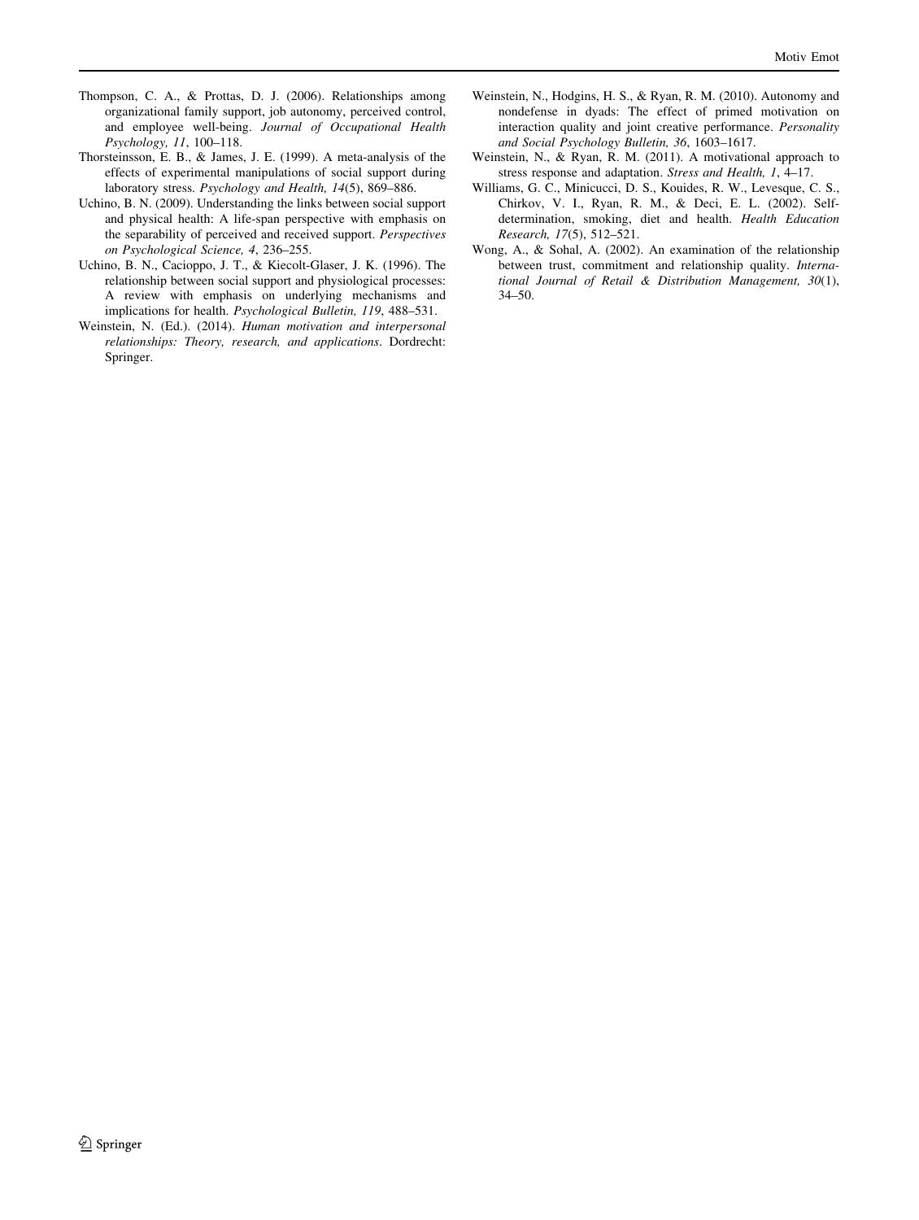Thompson, C. A., & Prottas, D. J. (2006). Relationships among organizational family support, job autonomy, perceived control, and employee well-being. *Journal of Occupational Health Psychology, 11*, 100–118.

Thorsteinsson, E. B., & James, J. E. (1999). A meta-analysis of the effects of experimental manipulations of social support during laboratory stress. *Psychology and Health, 14*(5), 869–886.

Uchino, B. N. (2009). Understanding the links between social support and physical health: A life-span perspective with emphasis on the separability of perceived and received support. *Perspectives on Psychological Science, 4*, 236–255.

Uchino, B. N., Cacioppo, J. T., & Kiecolt-Glaser, J. K. (1996). The relationship between social support and physiological processes: A review with emphasis on underlying mechanisms and implications for health. *Psychological Bulletin, 119*, 488–531.

Weinstein, N. (Ed.). (2014). *Human motivation and interpersonal relationships: Theory, research, and applications*. Dordrecht: Springer.

Weinstein, N., Hodgins, H. S., & Ryan, R. M. (2010). Autonomy and nondefense in dyads: The effect of primed motivation on interaction quality and joint creative performance. *Personality and Social Psychology Bulletin, 36*, 1603–1617.

Weinstein, N., & Ryan, R. M. (2011). A motivational approach to stress response and adaptation. *Stress and Health, 1*, 4–17.

Williams, G. C., Minicucci, D. S., Kouides, R. W., Levesque, C. S., Chirkov, V. I., Ryan, R. M., & Deci, E. L. (2002). Self-determination, smoking, diet and health. *Health Education Research, 17*(5), 512–521.

Wong, A., & Sohal, A. (2002). An examination of the relationship between trust, commitment and relationship quality. *International Journal of Retail & Distribution Management, 30*(1), 34–50.